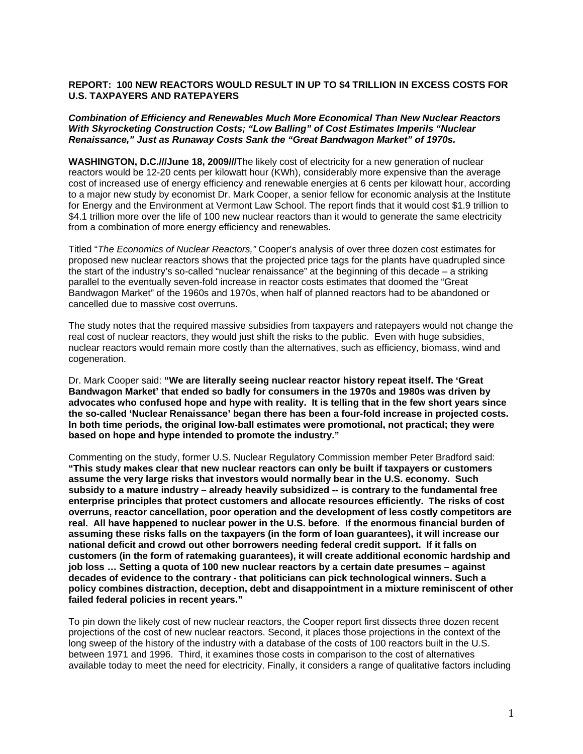**REPORT: 100 NEW REACTORS WOULD RESULT IN UP TO $4 TRILLION IN EXCESS COSTS FOR U.S. TAXPAYERS AND RATEPAYERS**

***Combination of Efficiency and Renewables Much More Economical Than New Nuclear Reactors With Skyrocketing Construction Costs; "Low Balling" of Cost Estimates Imperils "Nuclear Renaissance," Just as Runaway Costs Sank the "Great Bandwagon Market" of 1970s.***

**WASHINGTON, D.C.///June 18, 2009///**The likely cost of electricity for a new generation of nuclear reactors would be 12-20 cents per kilowatt hour (KWh), considerably more expensive than the average cost of increased use of energy efficiency and renewable energies at 6 cents per kilowatt hour, according to a major new study by economist Dr. Mark Cooper, a senior fellow for economic analysis at the Institute for Energy and the Environment at Vermont Law School. The report finds that it would cost $1.9 trillion to $4.1 trillion more over the life of 100 new nuclear reactors than it would to generate the same electricity from a combination of more energy efficiency and renewables.

Titled "*The Economics of Nuclear Reactors,"* Cooper's analysis of over three dozen cost estimates for proposed new nuclear reactors shows that the projected price tags for the plants have quadrupled since the start of the industry's so-called "nuclear renaissance" at the beginning of this decade – a striking parallel to the eventually seven-fold increase in reactor costs estimates that doomed the "Great Bandwagon Market" of the 1960s and 1970s, when half of planned reactors had to be abandoned or cancelled due to massive cost overruns.

The study notes that the required massive subsidies from taxpayers and ratepayers would not change the real cost of nuclear reactors, they would just shift the risks to the public. Even with huge subsidies, nuclear reactors would remain more costly than the alternatives, such as efficiency, biomass, wind and cogeneration.

Dr. Mark Cooper said: **"We are literally seeing nuclear reactor history repeat itself. The 'Great Bandwagon Market' that ended so badly for consumers in the 1970s and 1980s was driven by advocates who confused hope and hype with reality. It is telling that in the few short years since the so-called 'Nuclear Renaissance' began there has been a four-fold increase in projected costs. In both time periods, the original low-ball estimates were promotional, not practical; they were based on hope and hype intended to promote the industry."**

Commenting on the study, former U.S. Nuclear Regulatory Commission member Peter Bradford said: **"This study makes clear that new nuclear reactors can only be built if taxpayers or customers assume the very large risks that investors would normally bear in the U.S. economy. Such subsidy to a mature industry – already heavily subsidized -- is contrary to the fundamental free enterprise principles that protect customers and allocate resources efficiently. The risks of cost overruns, reactor cancellation, poor operation and the development of less costly competitors are real. All have happened to nuclear power in the U.S. before. If the enormous financial burden of assuming these risks falls on the taxpayers (in the form of loan guarantees), it will increase our national deficit and crowd out other borrowers needing federal credit support. If it falls on customers (in the form of ratemaking guarantees), it will create additional economic hardship and job loss … Setting a quota of 100 new nuclear reactors by a certain date presumes – against decades of evidence to the contrary - that politicians can pick technological winners. Such a policy combines distraction, deception, debt and disappointment in a mixture reminiscent of other failed federal policies in recent years."**

To pin down the likely cost of new nuclear reactors, the Cooper report first dissects three dozen recent projections of the cost of new nuclear reactors. Second, it places those projections in the context of the long sweep of the history of the industry with a database of the costs of 100 reactors built in the U.S. between 1971 and 1996. Third, it examines those costs in comparison to the cost of alternatives available today to meet the need for electricity. Finally, it considers a range of qualitative factors including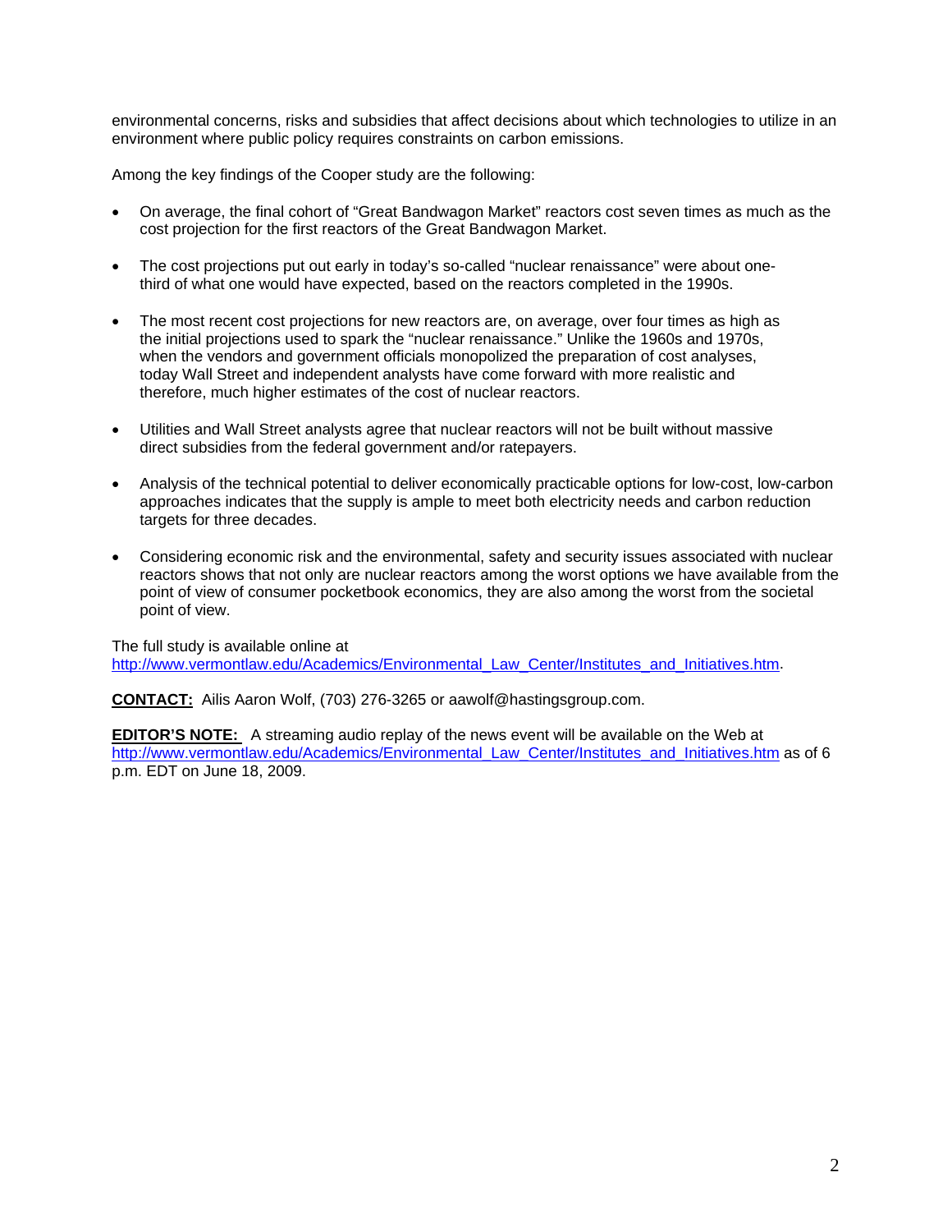environmental concerns, risks and subsidies that affect decisions about which technologies to utilize in an environment where public policy requires constraints on carbon emissions.

Among the key findings of the Cooper study are the following:

- On average, the final cohort of "Great Bandwagon Market" reactors cost seven times as much as the cost projection for the first reactors of the Great Bandwagon Market.
- The cost projections put out early in today's so-called "nuclear renaissance" were about one-third of what one would have expected, based on the reactors completed in the 1990s.
- The most recent cost projections for new reactors are, on average, over four times as high as the initial projections used to spark the "nuclear renaissance." Unlike the 1960s and 1970s, when the vendors and government officials monopolized the preparation of cost analyses, today Wall Street and independent analysts have come forward with more realistic and therefore, much higher estimates of the cost of nuclear reactors.
- Utilities and Wall Street analysts agree that nuclear reactors will not be built without massive direct subsidies from the federal government and/or ratepayers.
- Analysis of the technical potential to deliver economically practicable options for low-cost, low-carbon approaches indicates that the supply is ample to meet both electricity needs and carbon reduction targets for three decades.
- Considering economic risk and the environmental, safety and security issues associated with nuclear reactors shows that not only are nuclear reactors among the worst options we have available from the point of view of consumer pocketbook economics, they are also among the worst from the societal point of view.

The full study is available online at
http://www.vermontlaw.edu/Academics/Environmental_Law_Center/Institutes_and_Initiatives.htm.

**CONTACT:** Ailis Aaron Wolf, (703) 276-3265 or aawolf@hastingsgroup.com.

**EDITOR'S NOTE:** A streaming audio replay of the news event will be available on the Web at http://www.vermontlaw.edu/Academics/Environmental_Law_Center/Institutes_and_Initiatives.htm as of 6 p.m. EDT on June 18, 2009.